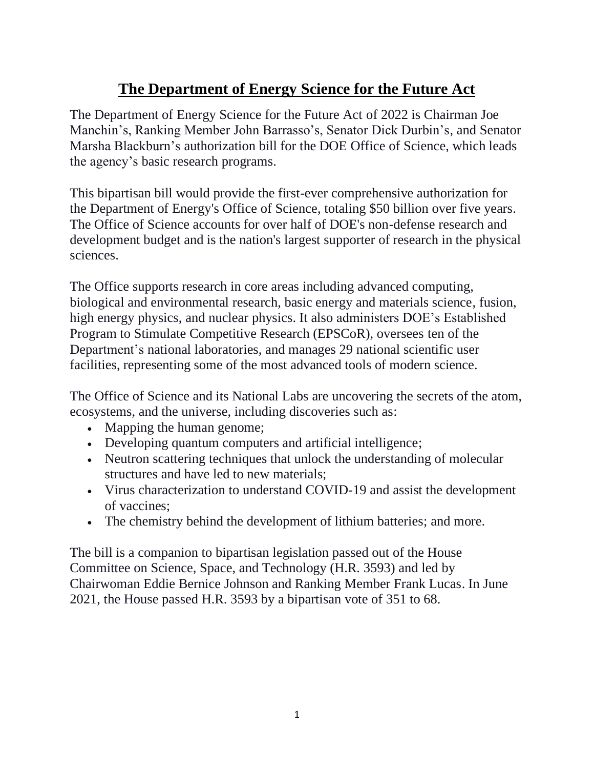# The Department of Energy Science for the Future Act

The Department of Energy Science for the Future Act of 2022 is Chairman Joe Manchin's, Ranking Member John Barrasso's, Senator Dick Durbin's, and Senator Marsha Blackburn's authorization bill for the DOE Office of Science, which leads the agency's basic research programs.

This bipartisan bill would provide the first-ever comprehensive authorization for the Department of Energy's Office of Science, totaling $50 billion over five years. The Office of Science accounts for over half of DOE's non-defense research and development budget and is the nation's largest supporter of research in the physical sciences.

The Office supports research in core areas including advanced computing, biological and environmental research, basic energy and materials science, fusion, high energy physics, and nuclear physics. It also administers DOE's Established Program to Stimulate Competitive Research (EPSCoR), oversees ten of the Department's national laboratories, and manages 29 national scientific user facilities, representing some of the most advanced tools of modern science.

The Office of Science and its National Labs are uncovering the secrets of the atom, ecosystems, and the universe, including discoveries such as:

- Mapping the human genome;
- Developing quantum computers and artificial intelligence;
- Neutron scattering techniques that unlock the understanding of molecular structures and have led to new materials;
- Virus characterization to understand COVID-19 and assist the development of vaccines;
- The chemistry behind the development of lithium batteries; and more.

The bill is a companion to bipartisan legislation passed out of the House Committee on Science, Space, and Technology (H.R. 3593) and led by Chairwoman Eddie Bernice Johnson and Ranking Member Frank Lucas. In June 2021, the House passed H.R. 3593 by a bipartisan vote of 351 to 68.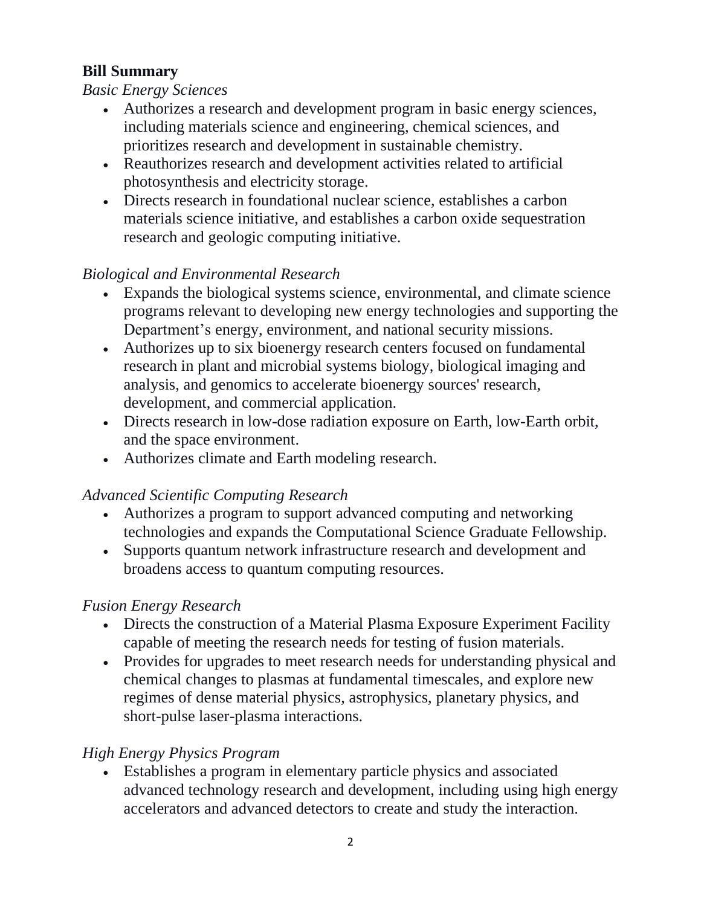## Bill Summary

*Basic Energy Sciences*

- Authorizes a research and development program in basic energy sciences, including materials science and engineering, chemical sciences, and prioritizes research and development in sustainable chemistry.
- Reauthorizes research and development activities related to artificial photosynthesis and electricity storage.
- Directs research in foundational nuclear science, establishes a carbon materials science initiative, and establishes a carbon oxide sequestration research and geologic computing initiative.

*Biological and Environmental Research*

- Expands the biological systems science, environmental, and climate science programs relevant to developing new energy technologies and supporting the Department's energy, environment, and national security missions.
- Authorizes up to six bioenergy research centers focused on fundamental research in plant and microbial systems biology, biological imaging and analysis, and genomics to accelerate bioenergy sources' research, development, and commercial application.
- Directs research in low-dose radiation exposure on Earth, low-Earth orbit, and the space environment.
- Authorizes climate and Earth modeling research.

*Advanced Scientific Computing Research*

- Authorizes a program to support advanced computing and networking technologies and expands the Computational Science Graduate Fellowship.
- Supports quantum network infrastructure research and development and broadens access to quantum computing resources.

*Fusion Energy Research*

- Directs the construction of a Material Plasma Exposure Experiment Facility capable of meeting the research needs for testing of fusion materials.
- Provides for upgrades to meet research needs for understanding physical and chemical changes to plasmas at fundamental timescales, and explore new regimes of dense material physics, astrophysics, planetary physics, and short-pulse laser-plasma interactions.

*High Energy Physics Program*

- Establishes a program in elementary particle physics and associated advanced technology research and development, including using high energy accelerators and advanced detectors to create and study the interaction.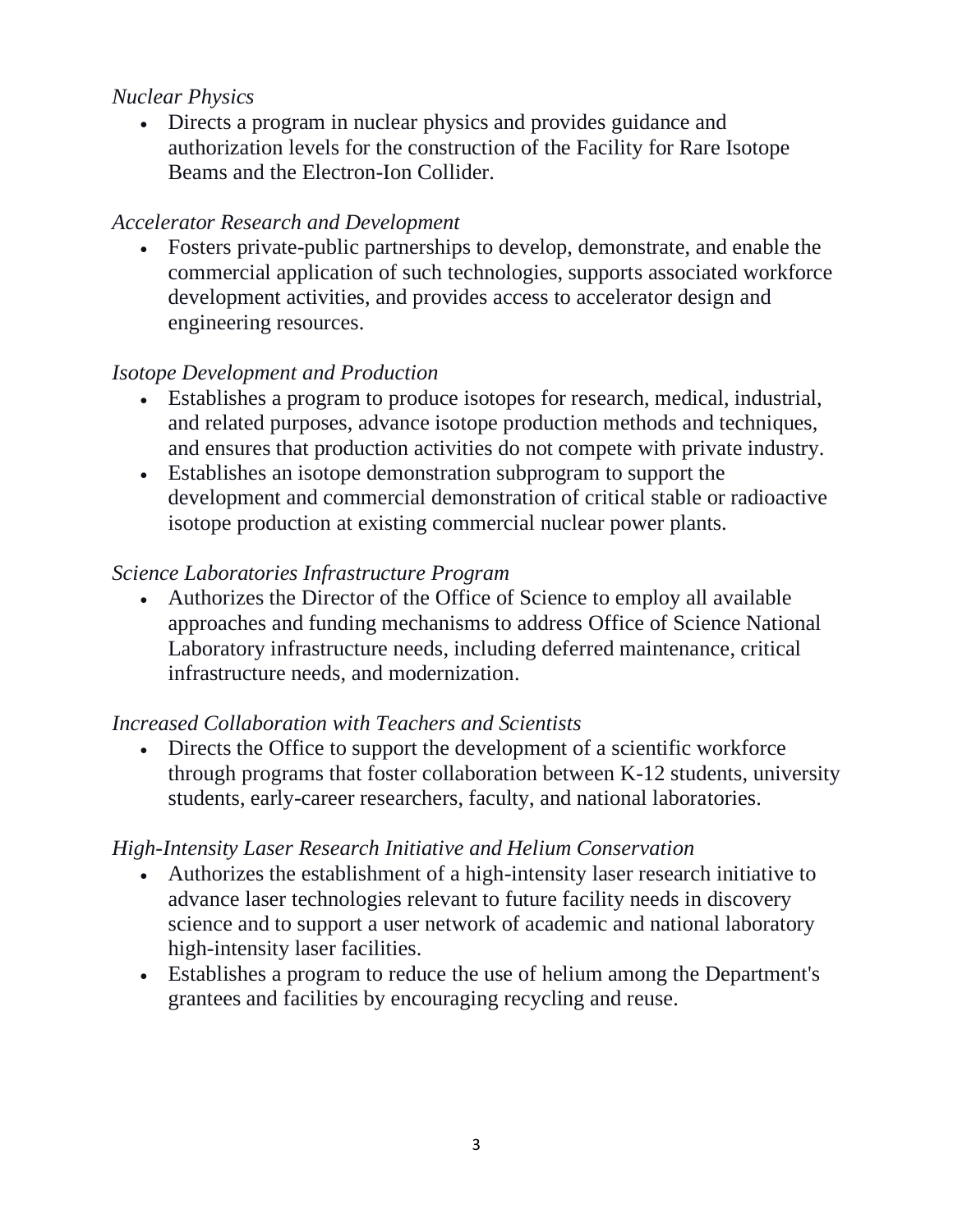*Nuclear Physics*

- Directs a program in nuclear physics and provides guidance and authorization levels for the construction of the Facility for Rare Isotope Beams and the Electron-Ion Collider.

*Accelerator Research and Development*

- Fosters private-public partnerships to develop, demonstrate, and enable the commercial application of such technologies, supports associated workforce development activities, and provides access to accelerator design and engineering resources.

*Isotope Development and Production*

- Establishes a program to produce isotopes for research, medical, industrial, and related purposes, advance isotope production methods and techniques, and ensures that production activities do not compete with private industry.
- Establishes an isotope demonstration subprogram to support the development and commercial demonstration of critical stable or radioactive isotope production at existing commercial nuclear power plants.

*Science Laboratories Infrastructure Program*

- Authorizes the Director of the Office of Science to employ all available approaches and funding mechanisms to address Office of Science National Laboratory infrastructure needs, including deferred maintenance, critical infrastructure needs, and modernization.

*Increased Collaboration with Teachers and Scientists*

- Directs the Office to support the development of a scientific workforce through programs that foster collaboration between K-12 students, university students, early-career researchers, faculty, and national laboratories.

*High-Intensity Laser Research Initiative and Helium Conservation*

- Authorizes the establishment of a high-intensity laser research initiative to advance laser technologies relevant to future facility needs in discovery science and to support a user network of academic and national laboratory high-intensity laser facilities.
- Establishes a program to reduce the use of helium among the Department's grantees and facilities by encouraging recycling and reuse.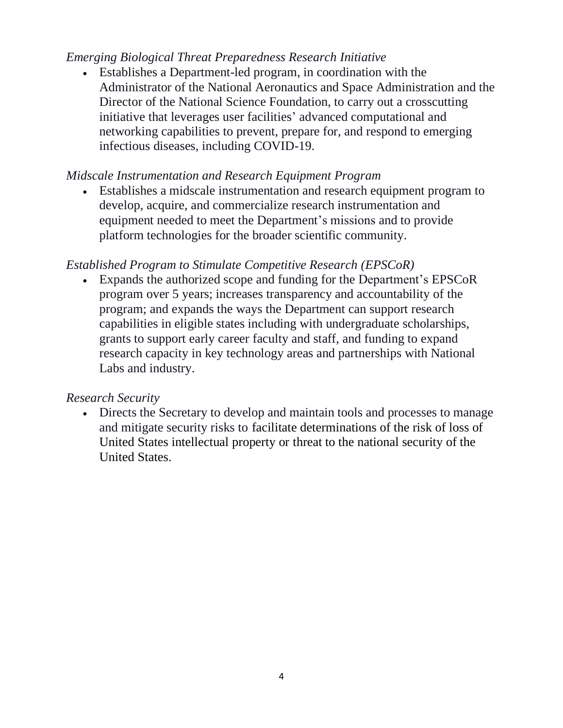*Emerging Biological Threat Preparedness Research Initiative*

- Establishes a Department-led program, in coordination with the Administrator of the National Aeronautics and Space Administration and the Director of the National Science Foundation, to carry out a crosscutting initiative that leverages user facilities' advanced computational and networking capabilities to prevent, prepare for, and respond to emerging infectious diseases, including COVID-19.

*Midscale Instrumentation and Research Equipment Program*

- Establishes a midscale instrumentation and research equipment program to develop, acquire, and commercialize research instrumentation and equipment needed to meet the Department's missions and to provide platform technologies for the broader scientific community.

*Established Program to Stimulate Competitive Research (EPSCoR)*

- Expands the authorized scope and funding for the Department's EPSCoR program over 5 years; increases transparency and accountability of the program; and expands the ways the Department can support research capabilities in eligible states including with undergraduate scholarships, grants to support early career faculty and staff, and funding to expand research capacity in key technology areas and partnerships with National Labs and industry.

*Research Security*

- Directs the Secretary to develop and maintain tools and processes to manage and mitigate security risks to facilitate determinations of the risk of loss of United States intellectual property or threat to the national security of the United States.